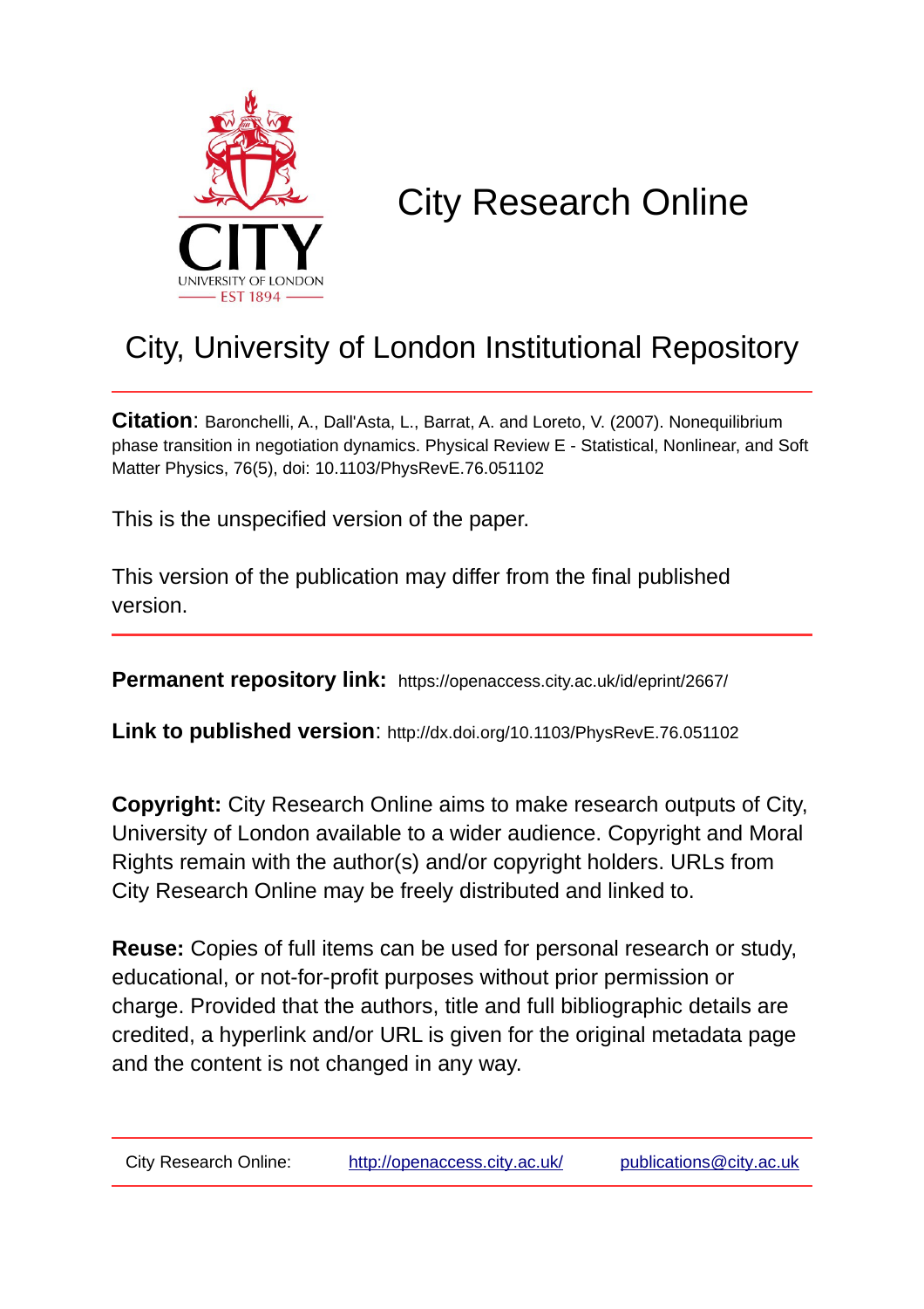# City Research Online

## City, University of London Institutional Repository

**Citation**: Baronchelli, A., Dall'Asta, L., Barrat, A. and Loreto, V. (2007). Nonequilibrium phase transition in negotiation dynamics. Physical Review E - Statistical, Nonlinear, and Soft Matter Physics, 76(5), doi: 10.1103/PhysRevE.76.051102

This is the unspecified version of the paper.

This version of the publication may differ from the final published version.

**Permanent repository link:** https://openaccess.city.ac.uk/id/eprint/2667/

**Link to published version**: http://dx.doi.org/10.1103/PhysRevE.76.051102

**Copyright:** City Research Online aims to make research outputs of City, University of London available to a wider audience. Copyright and Moral Rights remain with the author(s) and/or copyright holders. URLs from City Research Online may be freely distributed and linked to.

**Reuse:** Copies of full items can be used for personal research or study, educational, or not-for-profit purposes without prior permission or charge. Provided that the authors, title and full bibliographic details are credited, a hyperlink and/or URL is given for the original metadata page and the content is not changed in any way.

City Research Online: http://openaccess.city.ac.uk/ publications@city.ac.uk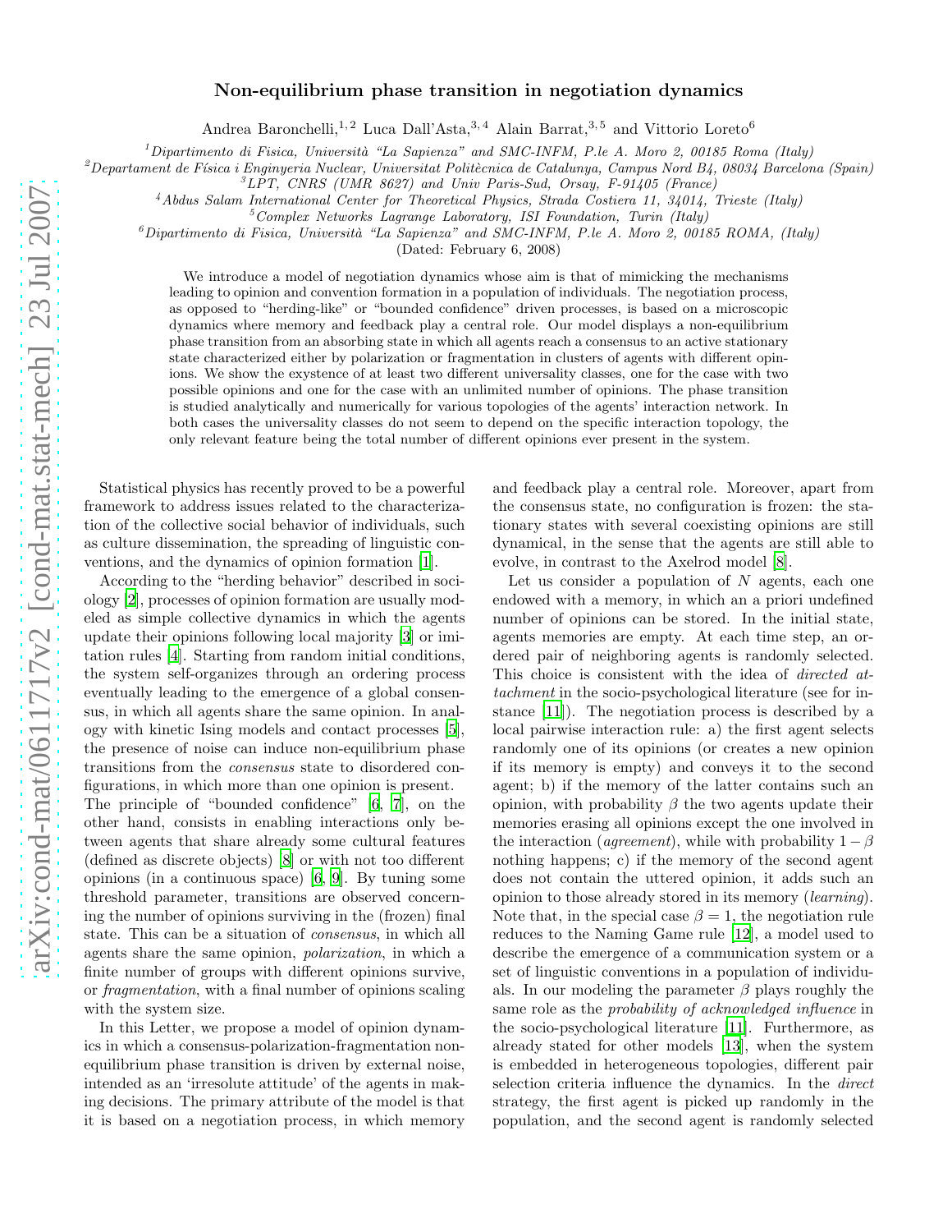# Non-equilibrium phase transition in negotiation dynamics

Andrea Baronchelli,[1,2] Luca Dall'Asta,[3,4] Alain Barrat,[3,5] and Vittorio Loreto[6]

[1]Dipartimento di Fisica, Università "La Sapienza" and SMC-INFM, P.le A. Moro 2, 00185 Roma (Italy)
[2]Departament de Física i Enginyeria Nuclear, Universitat Politècnica de Catalunya, Campus Nord B4, 08034 Barcelona (Spain)
[3]LPT, CNRS (UMR 8627) and Univ Paris-Sud, Orsay, F-91405 (France)
[4]Abdus Salam International Center for Theoretical Physics, Strada Costiera 11, 34014, Trieste (Italy)
[5]Complex Networks Lagrange Laboratory, ISI Foundation, Turin (Italy)
[6]Dipartimento di Fisica, Università "La Sapienza" and SMC-INFM, P.le A. Moro 2, 00185 ROMA, (Italy)

(Dated: February 6, 2008)

We introduce a model of negotiation dynamics whose aim is that of mimicking the mechanisms leading to opinion and convention formation in a population of individuals. The negotiation process, as opposed to "herding-like" or "bounded confidence" driven processes, is based on a microscopic dynamics where memory and feedback play a central role. Our model displays a non-equilibrium phase transition from an absorbing state in which all agents reach a consensus to an active stationary state characterized either by polarization or fragmentation in clusters of agents with different opinions. We show the exystence of at least two different universality classes, one for the case with two possible opinions and one for the case with an unlimited number of opinions. The phase transition is studied analytically and numerically for various topologies of the agents' interaction network. In both cases the universality classes do not seem to depend on the specific interaction topology, the only relevant feature being the total number of different opinions ever present in the system.

Statistical physics has recently proved to be a powerful framework to address issues related to the characterization of the collective social behavior of individuals, such as culture dissemination, the spreading of linguistic conventions, and the dynamics of opinion formation [1].

According to the "herding behavior" described in sociology [2], processes of opinion formation are usually modeled as simple collective dynamics in which the agents update their opinions following local majority [3] or imitation rules [4]. Starting from random initial conditions, the system self-organizes through an ordering process eventually leading to the emergence of a global consensus, in which all agents share the same opinion. In analogy with kinetic Ising models and contact processes [5], the presence of noise can induce non-equilibrium phase transitions from the *consensus* state to disordered configurations, in which more than one opinion is present. The principle of "bounded confidence" [6, 7], on the other hand, consists in enabling interactions only between agents that share already some cultural features (defined as discrete objects) [8] or with not too different opinions (in a continuous space) [6, 9]. By tuning some threshold parameter, transitions are observed concerning the number of opinions surviving in the (frozen) final state. This can be a situation of *consensus*, in which all agents share the same opinion, *polarization*, in which a finite number of groups with different opinions survive, or *fragmentation*, with a final number of opinions scaling with the system size.

In this Letter, we propose a model of opinion dynamics in which a consensus-polarization-fragmentation non-equilibrium phase transition is driven by external noise, intended as an 'irresolute attitude' of the agents in making decisions. The primary attribute of the model is that it is based on a negotiation process, in which memory and feedback play a central role. Moreover, apart from the consensus state, no configuration is frozen: the stationary states with several coexisting opinions are still dynamical, in the sense that the agents are still able to evolve, in contrast to the Axelrod model [8].

Let us consider a population of $N$ agents, each one endowed with a memory, in which an a priori undefined number of opinions can be stored. In the initial state, agents memories are empty. At each time step, an ordered pair of neighboring agents is randomly selected. This choice is consistent with the idea of *directed attachment* in the socio-psychological literature (see for instance [11]). The negotiation process is described by a local pairwise interaction rule: a) the first agent selects randomly one of its opinions (or creates a new opinion if its memory is empty) and conveys it to the second agent; b) if the memory of the latter contains such an opinion, with probability $\beta$ the two agents update their memories erasing all opinions except the one involved in the interaction (*agreement*), while with probability $1-\beta$ nothing happens; c) if the memory of the second agent does not contain the uttered opinion, it adds such an opinion to those already stored in its memory (*learning*). Note that, in the special case $\beta = 1$, the negotiation rule reduces to the Naming Game rule [12], a model used to describe the emergence of a communication system or a set of linguistic conventions in a population of individuals. In our modeling the parameter $\beta$ plays roughly the same role as the *probability of acknowledged influence* in the socio-psychological literature [11]. Furthermore, as already stated for other models [13], when the system is embedded in heterogeneous topologies, different pair selection criteria influence the dynamics. In the *direct* strategy, the first agent is picked up randomly in the population, and the second agent is randomly selected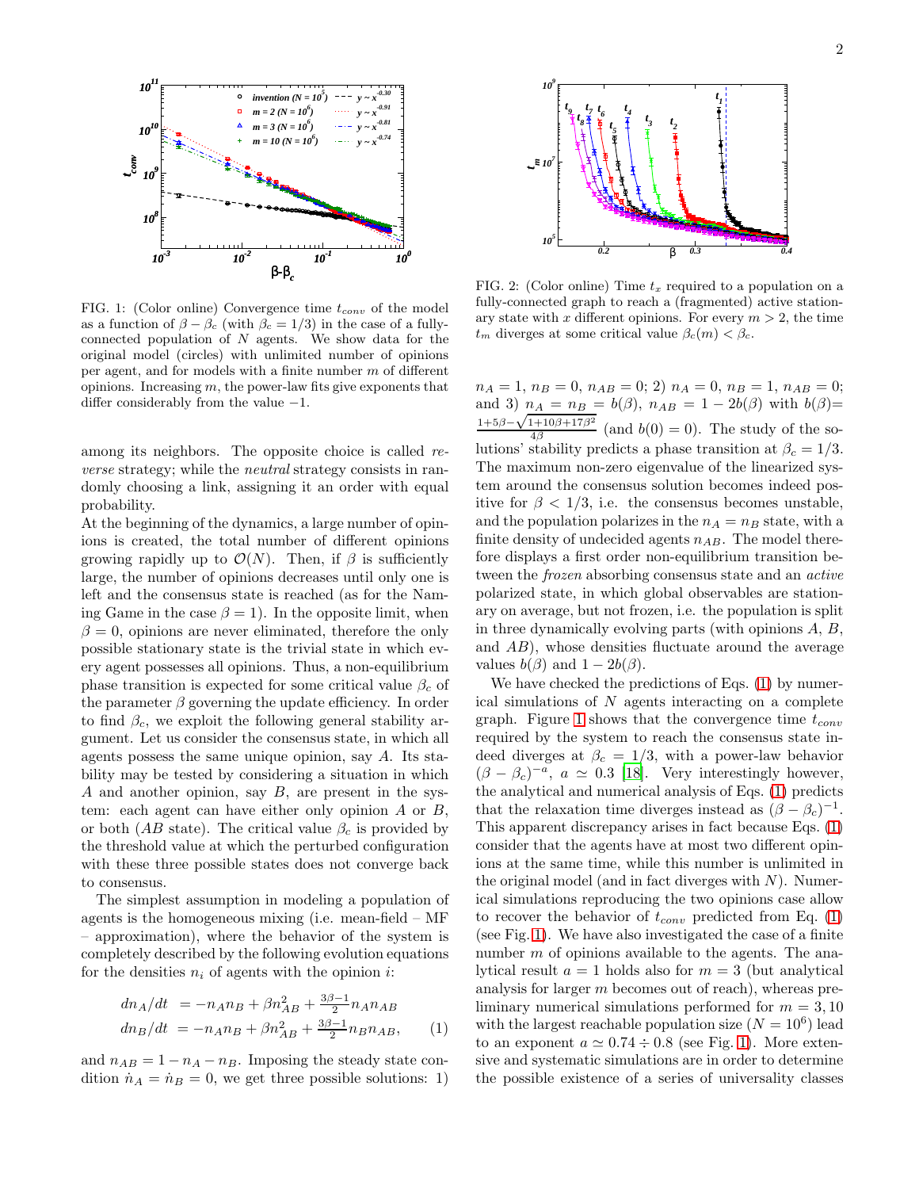FIG. 1: (Color online) Convergence time $t_{conv}$ of the model as a function of $\beta - \beta_c$ (with $\beta_c = 1/3$) in the case of a fully-connected population of $N$ agents. We show data for the original model (circles) with unlimited number of opinions per agent, and for models with a finite number $m$ of different opinions. Increasing $m$, the power-law fits give exponents that differ considerably from the value $-1$.

among its neighbors. The opposite choice is called *reverse* strategy; while the *neutral* strategy consists in randomly choosing a link, assigning it an order with equal probability.

At the beginning of the dynamics, a large number of opinions is created, the total number of different opinions growing rapidly up to $\mathcal{O}(N)$. Then, if $\beta$ is sufficiently large, the number of opinions decreases until only one is left and the consensus state is reached (as for the Naming Game in the case $\beta = 1$). In the opposite limit, when $\beta = 0$, opinions are never eliminated, therefore the only possible stationary state is the trivial state in which every agent possesses all opinions. Thus, a non-equilibrium phase transition is expected for some critical value $\beta_c$ of the parameter $\beta$ governing the update efficiency. In order to find $\beta_c$, we exploit the following general stability argument. Let us consider the consensus state, in which all agents possess the same unique opinion, say $A$. Its stability may be tested by considering a situation in which $A$ and another opinion, say $B$, are present in the system: each agent can have either only opinion $A$ or $B$, or both ($AB$ state). The critical value $\beta_c$ is provided by the threshold value at which the perturbed configuration with these three possible states does not converge back to consensus.

The simplest assumption in modeling a population of agents is the homogeneous mixing (i.e. mean-field – MF – approximation), where the behavior of the system is completely described by the following evolution equations for the densities $n_i$ of agents with the opinion $i$:

$$
\begin{aligned}
dn_A/dt &= -n_A n_B + \beta n_{AB}^2 + \tfrac{3\beta-1}{2} n_A n_{AB} \\
dn_B/dt &= -n_A n_B + \beta n_{AB}^2 + \tfrac{3\beta-1}{2} n_B n_{AB},
\end{aligned}
\qquad (1)
$$

and $n_{AB} = 1 - n_A - n_B$. Imposing the steady state condition $\dot{n}_A = \dot{n}_B = 0$, we get three possible solutions: 1) $n_A = 1$, $n_B = 0$, $n_{AB} = 0$; 2) $n_A = 0$, $n_B = 1$, $n_{AB} = 0$; and 3) $n_A = n_B = b(\beta)$, $n_{AB} = 1 - 2b(\beta)$ with $b(\beta) = \frac{1+5\beta-\sqrt{1+10\beta+17\beta^2}}{4\beta}$ (and $b(0) = 0$). The study of the solutions' stability predicts a phase transition at $\beta_c = 1/3$. The maximum non-zero eigenvalue of the linearized system around the consensus solution becomes indeed positive for $\beta < 1/3$, i.e. the consensus becomes unstable, and the population polarizes in the $n_A = n_B$ state, with a finite density of undecided agents $n_{AB}$. The model therefore displays a first order non-equilibrium transition between the *frozen* absorbing consensus state and an *active* polarized state, in which global observables are stationary on average, but not frozen, i.e. the population is split in three dynamically evolving parts (with opinions $A$, $B$, and $AB$), whose densities fluctuate around the average values $b(\beta)$ and $1 - 2b(\beta)$.

FIG. 2: (Color online) Time $t_x$ required to a population on a fully-connected graph to reach a (fragmented) active stationary state with $x$ different opinions. For every $m > 2$, the time $t_m$ diverges at some critical value $\beta_c(m) < \beta_c$.

We have checked the predictions of Eqs. (1) by numerical simulations of $N$ agents interacting on a complete graph. Figure 1 shows that the convergence time $t_{conv}$ required by the system to reach the consensus state indeed diverges at $\beta_c = 1/3$, with a power-law behavior $(\beta - \beta_c)^{-a}$, $a \simeq 0.3$ [18]. Very interestingly however, the analytical and numerical analysis of Eqs. (1) predicts that the relaxation time diverges instead as $(\beta - \beta_c)^{-1}$. This apparent discrepancy arises in fact because Eqs. (1) consider that the agents have at most two different opinions at the same time, while this number is unlimited in the original model (and in fact diverges with $N$). Numerical simulations reproducing the two opinions case allow to recover the behavior of $t_{conv}$ predicted from Eq. (1) (see Fig. 1). We have also investigated the case of a finite number $m$ of opinions available to the agents. The analytical result $a = 1$ holds also for $m = 3$ (but analytical analysis for larger $m$ becomes out of reach), whereas preliminary numerical simulations performed for $m = 3, 10$ with the largest reachable population size ($N = 10^6$) lead to an exponent $a \simeq 0.74 \div 0.8$ (see Fig. 1). More extensive and systematic simulations are in order to determine the possible existence of a series of universality classes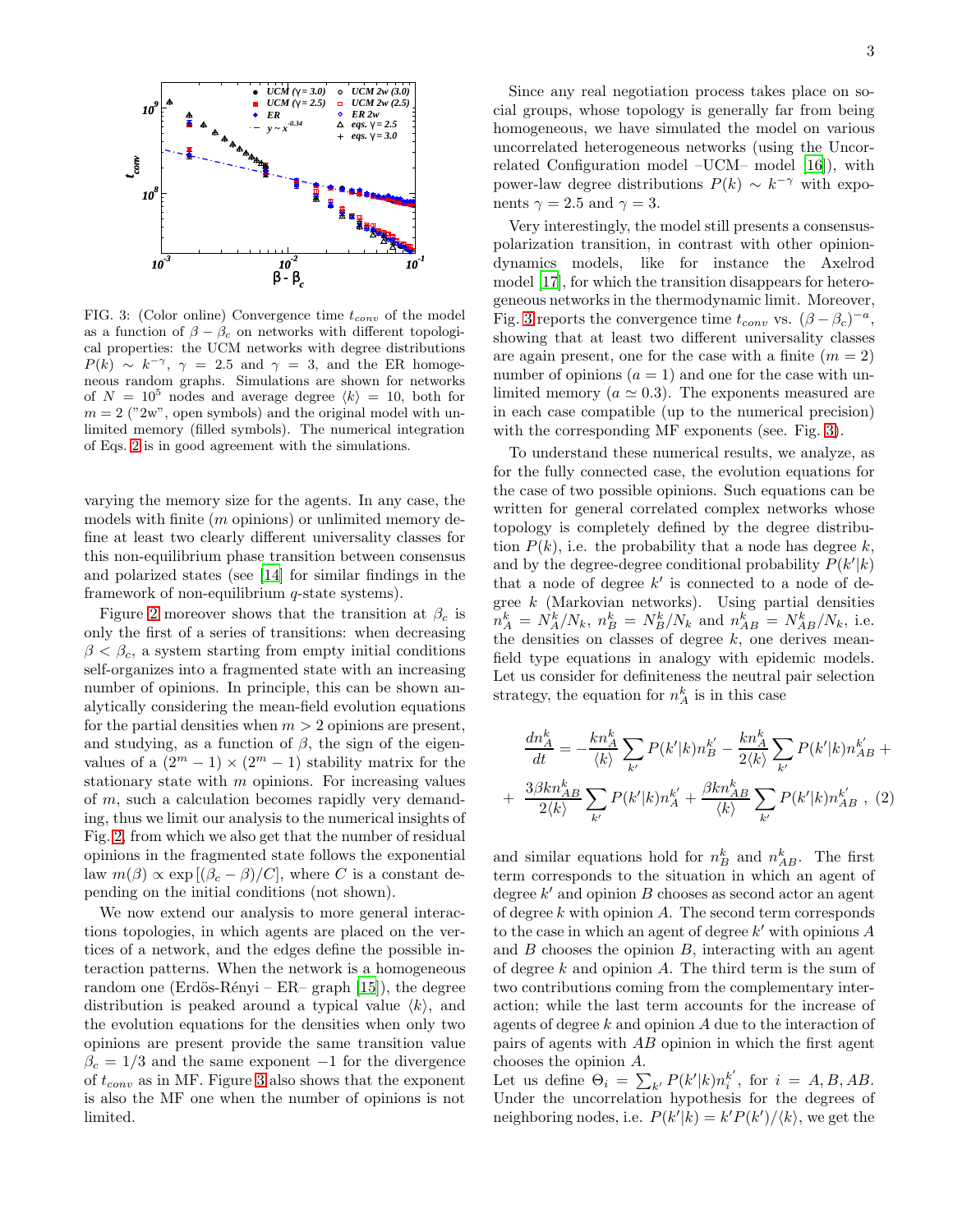FIG. 3: (Color online) Convergence time $t_{conv}$ of the model as a function of $\beta - \beta_c$ on networks with different topological properties: the UCM networks with degree distributions $P(k) \sim k^{-\gamma}$, $\gamma = 2.5$ and $\gamma = 3$, and the ER homogeneous random graphs. Simulations are shown for networks of $N = 10^5$ nodes and average degree $\langle k \rangle = 10$, both for $m = 2$ ("2w", open symbols) and the original model with unlimited memory (filled symbols). The numerical integration of Eqs. 2 is in good agreement with the simulations.

varying the memory size for the agents. In any case, the models with finite ($m$ opinions) or unlimited memory define at least two clearly different universality classes for this non-equilibrium phase transition between consensus and polarized states (see [14] for similar findings in the framework of non-equilibrium $q$-state systems).

Figure 2 moreover shows that the transition at $\beta_c$ is only the first of a series of transitions: when decreasing $\beta < \beta_c$, a system starting from empty initial conditions self-organizes into a fragmented state with an increasing number of opinions. In principle, this can be shown analytically considering the mean-field evolution equations for the partial densities when $m > 2$ opinions are present, and studying, as a function of $\beta$, the sign of the eigenvalues of a $(2^m - 1) \times (2^m - 1)$ stability matrix for the stationary state with $m$ opinions. For increasing values of $m$, such a calculation becomes rapidly very demanding, thus we limit our analysis to the numerical insights of Fig. 2, from which we also get that the number of residual opinions in the fragmented state follows the exponential law $m(\beta) \propto \exp\left[(\beta_c - \beta)/C\right]$, where $C$ is a constant depending on the initial conditions (not shown).

We now extend our analysis to more general interactions topologies, in which agents are placed on the vertices of a network, and the edges define the possible interaction patterns. When the network is a homogeneous random one (Erdös-Rényi – ER– graph [15]), the degree distribution is peaked around a typical value $\langle k \rangle$, and the evolution equations for the densities when only two opinions are present provide the same transition value $\beta_c = 1/3$ and the same exponent $-1$ for the divergence of $t_{conv}$ as in MF. Figure 3 also shows that the exponent is also the MF one when the number of opinions is not limited.

Since any real negotiation process takes place on social groups, whose topology is generally far from being homogeneous, we have simulated the model on various uncorrelated heterogeneous networks (using the Uncorrelated Configuration model –UCM– model [16]), with power-law degree distributions $P(k) \sim k^{-\gamma}$ with exponents $\gamma = 2.5$ and $\gamma = 3$.

Very interestingly, the model still presents a consensus-polarization transition, in contrast with other opinion-dynamics models, like for instance the Axelrod model [17], for which the transition disappears for heterogeneous networks in the thermodynamic limit. Moreover, Fig. 3 reports the convergence time $t_{conv}$ vs. $(\beta - \beta_c)^{-a}$, showing that at least two different universality classes are again present, one for the case with a finite ($m = 2$) number of opinions ($a = 1$) and one for the case with unlimited memory ($a \simeq 0.3$). The exponents measured are in each case compatible (up to the numerical precision) with the corresponding MF exponents (see. Fig. 3).

To understand these numerical results, we analyze, as for the fully connected case, the evolution equations for the case of two possible opinions. Such equations can be written for general correlated complex networks whose topology is completely defined by the degree distribution $P(k)$, i.e. the probability that a node has degree $k$, and by the degree-degree conditional probability $P(k'|k)$ that a node of degree $k'$ is connected to a node of degree $k$ (Markovian networks). Using partial densities $n_A^k = N_A^k/N_k$, $n_B^k = N_B^k/N_k$ and $n_{AB}^k = N_{AB}^k/N_k$, i.e. the densities on classes of degree $k$, one derives mean-field type equations in analogy with epidemic models. Let us consider for definiteness the neutral pair selection strategy, the equation for $n_A^k$ is in this case

$$
\frac{dn_A^k}{dt} = -\frac{kn_A^k}{\langle k \rangle} \sum_{k'} P(k'|k) n_B^{k'} - \frac{kn_A^k}{2\langle k \rangle} \sum_{k'} P(k'|k) n_{AB}^{k'} +
$$

$$
+ \; \frac{3\beta k n_{AB}^k}{2\langle k \rangle} \sum_{k'} P(k'|k) n_A^{k'} + \frac{\beta k n_{AB}^k}{\langle k \rangle} \sum_{k'} P(k'|k) n_{AB}^{k'} \; , \quad (2)
$$

and similar equations hold for $n_B^k$ and $n_{AB}^k$. The first term corresponds to the situation in which an agent of degree $k'$ and opinion $B$ chooses as second actor an agent of degree $k$ with opinion $A$. The second term corresponds to the case in which an agent of degree $k'$ with opinions $A$ and $B$ chooses the opinion $B$, interacting with an agent of degree $k$ and opinion $A$. The third term is the sum of two contributions coming from the complementary interaction; while the last term accounts for the increase of agents of degree $k$ and opinion $A$ due to the interaction of pairs of agents with $AB$ opinion in which the first agent chooses the opinion $A$.

Let us define $\Theta_i = \sum_{k'} P(k'|k) n_i^{k'}$, for $i = A, B, AB$. Under the uncorrelation hypothesis for the degrees of neighboring nodes, i.e. $P(k'|k) = k' P(k')/\langle k \rangle$, we get the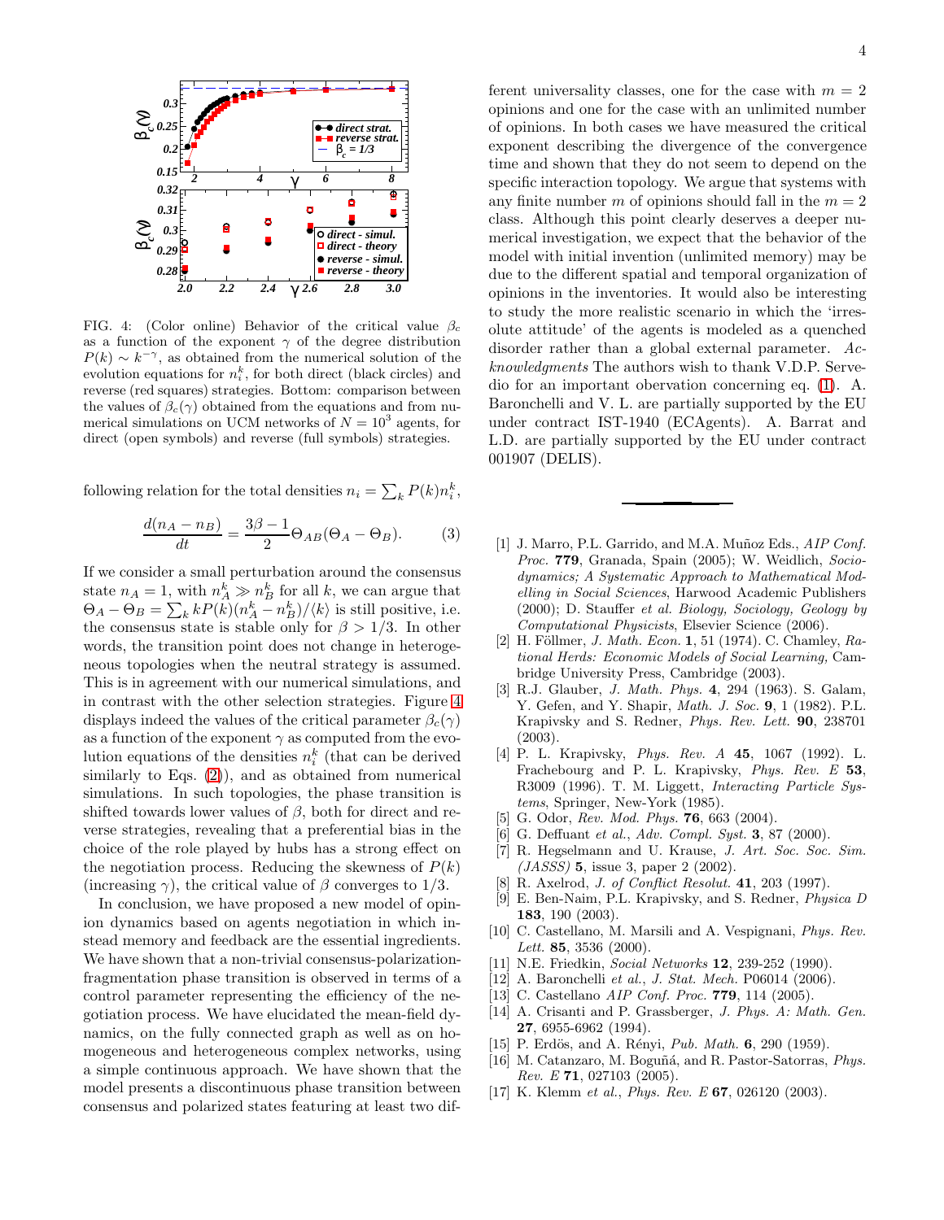FIG. 4: (Color online) Behavior of the critical value $\beta_c$ as a function of the exponent $\gamma$ of the degree distribution $P(k) \sim k^{-\gamma}$, as obtained from the numerical solution of the evolution equations for $n_i^k$, for both direct (black circles) and reverse (red squares) strategies. Bottom: comparison between the values of $\beta_c(\gamma)$ obtained from the equations and from numerical simulations on UCM networks of $N = 10^3$ agents, for direct (open symbols) and reverse (full symbols) strategies.

following relation for the total densities $n_i = \sum_k P(k) n_i^k$,

$$\frac{d(n_A - n_B)}{dt} = \frac{3\beta - 1}{2} \Theta_{AB} (\Theta_A - \Theta_B). \tag{3}$$

If we consider a small perturbation around the consensus state $n_A = 1$, with $n_A^k \gg n_B^k$ for all $k$, we can argue that $\Theta_A - \Theta_B = \sum_k k P(k)(n_A^k - n_B^k)/\langle k \rangle$ is still positive, i.e. the consensus state is stable only for $\beta > 1/3$. In other words, the transition point does not change in heterogeneous topologies when the neutral strategy is assumed. This is in agreement with our numerical simulations, and in contrast with the other selection strategies. Figure 4 displays indeed the values of the critical parameter $\beta_c(\gamma)$ as a function of the exponent $\gamma$ as computed from the evolution equations of the densities $n_i^k$ (that can be derived similarly to Eqs. (2)), and as obtained from numerical simulations. In such topologies, the phase transition is shifted towards lower values of $\beta$, both for direct and reverse strategies, revealing that a preferential bias in the choice of the role played by hubs has a strong effect on the negotiation process. Reducing the skewness of $P(k)$ (increasing $\gamma$), the critical value of $\beta$ converges to 1/3.

In conclusion, we have proposed a new model of opinion dynamics based on agents negotiation in which instead memory and feedback are the essential ingredients. We have shown that a non-trivial consensus-polarization-fragmentation phase transition is observed in terms of a control parameter representing the efficiency of the negotiation process. We have elucidated the mean-field dynamics, on the fully connected graph as well as on homogeneous and heterogeneous complex networks, using a simple continuous approach. We have shown that the model presents a discontinuous phase transition between consensus and polarized states featuring at least two different universality classes, one for the case with $m = 2$ opinions and one for the case with an unlimited number of opinions. In both cases we have measured the critical exponent describing the divergence of the convergence time and shown that they do not seem to depend on the specific interaction topology. We argue that systems with any finite number $m$ of opinions should fall in the $m = 2$ class. Although this point clearly deserves a deeper numerical investigation, we expect that the behavior of the model with initial invention (unlimited memory) may be due to the different spatial and temporal organization of opinions in the inventories. It would also be interesting to study the more realistic scenario in which the 'irresolute attitude' of the agents is modeled as a quenched disorder rather than a global external parameter. *Acknowledgments* The authors wish to thank V.D.P. Servedio for an important obervation concerning eq. (1). A. Baronchelli and V. L. are partially supported by the EU under contract IST-1940 (ECAgents). A. Barrat and L.D. are partially supported by the EU under contract 001907 (DELIS).

---

[1] J. Marro, P.L. Garrido, and M.A. Muñoz Eds., *AIP Conf. Proc.* **779**, Granada, Spain (2005); W. Weidlich, *Sociodynamics; A Systematic Approach to Mathematical Modelling in Social Sciences*, Harwood Academic Publishers (2000); D. Stauffer *et al. Biology, Sociology, Geology by Computational Physicists*, Elsevier Science (2006).

[2] H. Föllmer, *J. Math. Econ.* **1**, 51 (1974). C. Chamley, *Rational Herds: Economic Models of Social Learning,* Cambridge University Press, Cambridge (2003).

[3] R.J. Glauber, *J. Math. Phys.* **4**, 294 (1963). S. Galam, Y. Gefen, and Y. Shapir, *Math. J. Soc.* **9**, 1 (1982). P.L. Krapivsky and S. Redner, *Phys. Rev. Lett.* **90**, 238701 (2003).

[4] P. L. Krapivsky, *Phys. Rev. A* **45**, 1067 (1992). L. Frachebourg and P. L. Krapivsky, *Phys. Rev. E* **53**, R3009 (1996). T. M. Liggett, *Interacting Particle Systems*, Springer, New-York (1985).

[5] G. Odor, *Rev. Mod. Phys.* **76**, 663 (2004).

[6] G. Deffuant *et al.*, *Adv. Compl. Syst.* **3**, 87 (2000).

[7] R. Hegselmann and U. Krause, *J. Art. Soc. Soc. Sim. (JASSS)* **5**, issue 3, paper 2 (2002).

[8] R. Axelrod, *J. of Conflict Resolut.* **41**, 203 (1997).

[9] E. Ben-Naim, P.L. Krapivsky, and S. Redner, *Physica D* **183**, 190 (2003).

[10] C. Castellano, M. Marsili and A. Vespignani, *Phys. Rev. Lett.* **85**, 3536 (2000).

[11] N.E. Friedkin, *Social Networks* **12**, 239-252 (1990).

[12] A. Baronchelli *et al.*, *J. Stat. Mech.* P06014 (2006).

[13] C. Castellano *AIP Conf. Proc.* **779**, 114 (2005).

[14] A. Crisanti and P. Grassberger, *J. Phys. A: Math. Gen.* **27**, 6955-6962 (1994).

[15] P. Erdös, and A. Rényi, *Pub. Math.* **6**, 290 (1959).

[16] M. Catanzaro, M. Boguñá, and R. Pastor-Satorras, *Phys. Rev. E* **71**, 027103 (2005).

[17] K. Klemm *et al.*, *Phys. Rev. E* **67**, 026120 (2003).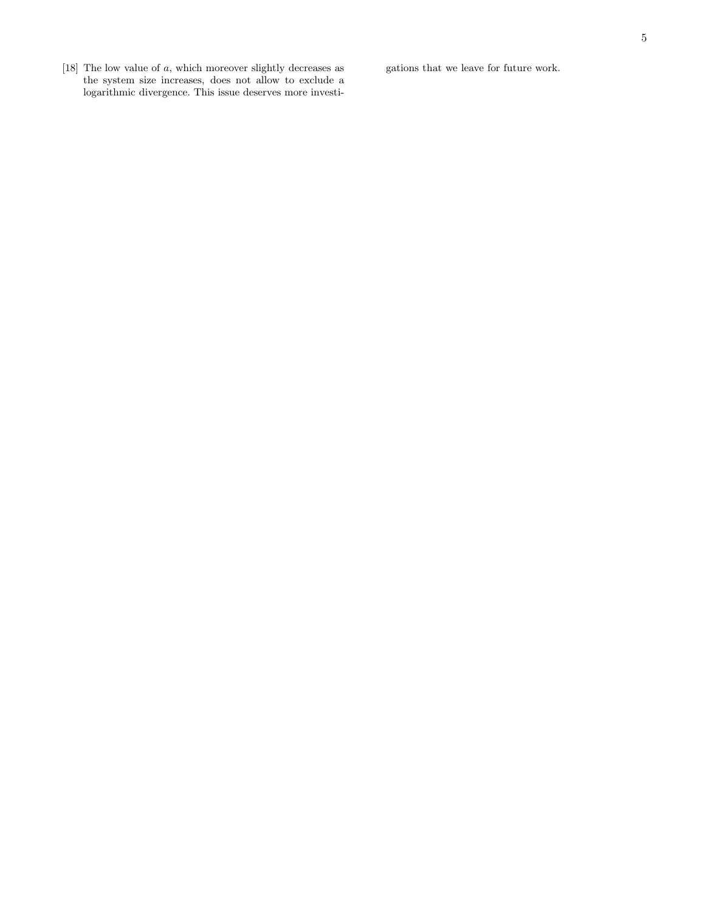[18] The low value of $a$, which moreover slightly decreases as the system size increases, does not allow to exclude a logarithmic divergence. This issue deserves more investigations that we leave for future work.